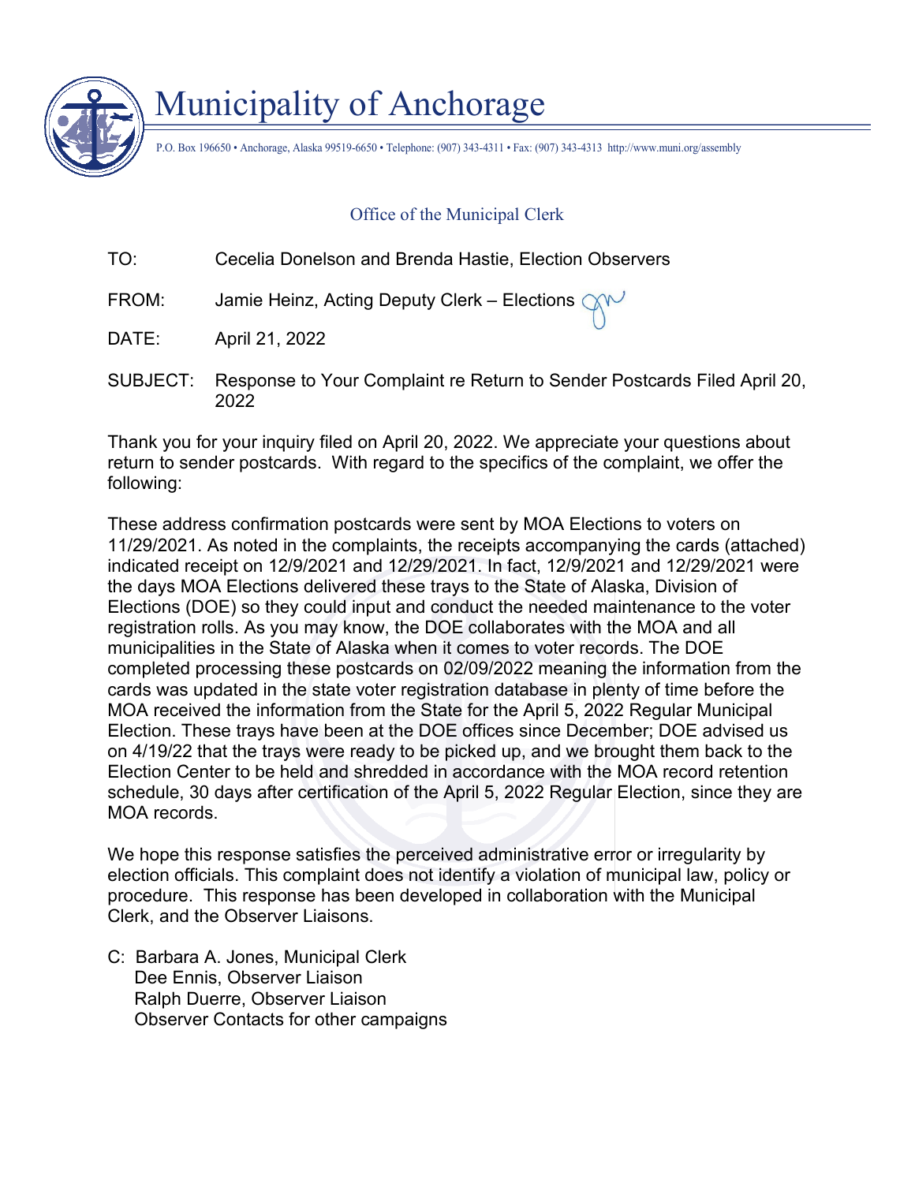# Municipality of Anchorage

P.O. Box 196650 • Anchorage, Alaska 99519-6650 • Telephone: (907) 343-4311 • Fax: (907) 343-4313 http://www.muni.org/assembly

## Office of the Municipal Clerk

TO: Cecelia Donelson and Brenda Hastie, Election Observers

FROM: Jamie Heinz, Acting Deputy Clerk – Elections

DATE: April 21, 2022

SUBJECT: Response to Your Complaint re Return to Sender Postcards Filed April 20, 2022

Thank you for your inquiry filed on April 20, 2022. We appreciate your questions about return to sender postcards. With regard to the specifics of the complaint, we offer the following:

These address confirmation postcards were sent by MOA Elections to voters on 11/29/2021. As noted in the complaints, the receipts accompanying the cards (attached) indicated receipt on 12/9/2021 and 12/29/2021. In fact, 12/9/2021 and 12/29/2021 were the days MOA Elections delivered these trays to the State of Alaska, Division of Elections (DOE) so they could input and conduct the needed maintenance to the voter registration rolls. As you may know, the DOE collaborates with the MOA and all municipalities in the State of Alaska when it comes to voter records. The DOE completed processing these postcards on 02/09/2022 meaning the information from the cards was updated in the state voter registration database in plenty of time before the MOA received the information from the State for the April 5, 2022 Regular Municipal Election. These trays have been at the DOE offices since December; DOE advised us on 4/19/22 that the trays were ready to be picked up, and we brought them back to the Election Center to be held and shredded in accordance with the MOA record retention schedule, 30 days after certification of the April 5, 2022 Regular Election, since they are MOA records.

We hope this response satisfies the perceived administrative error or irregularity by election officials. This complaint does not identify a violation of municipal law, policy or procedure. This response has been developed in collaboration with the Municipal Clerk, and the Observer Liaisons.

C: Barbara A. Jones, Municipal Clerk
Dee Ennis, Observer Liaison
Ralph Duerre, Observer Liaison
Observer Contacts for other campaigns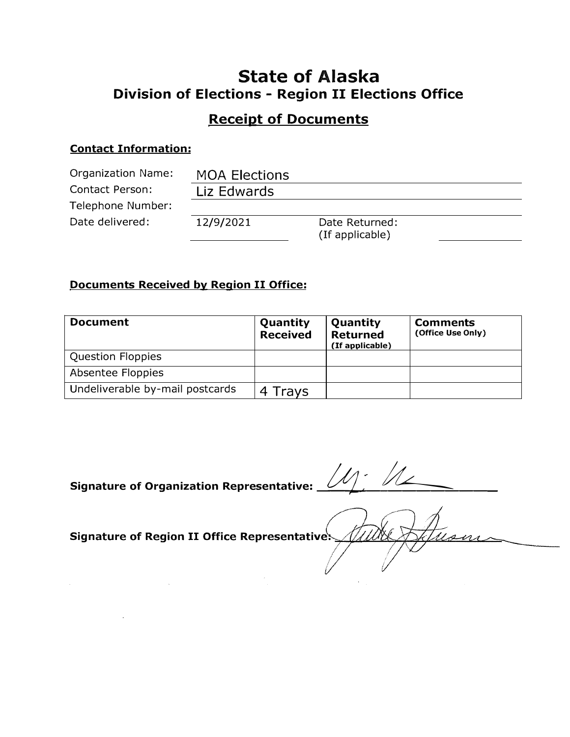# State of Alaska

## Division of Elections - Region II Elections Office

## Receipt of Documents

**Contact Information:**

Organization Name: MOA Elections

Contact Person: Liz Edwards

Telephone Number:

Date delivered: 12/9/2021 Date Returned: (If applicable)

**Documents Received by Region II Office:**

| Document | Quantity Received | Quantity Returned (If applicable) | Comments (Office Use Only) |
|---|---|---|---|
| Question Floppies | | | |
| Absentee Floppies | | | |
| Undeliverable by-mail postcards | 4 Trays | | |

**Signature of Organization Representative:** ____________________

**Signature of Region II Office Representative:** ____________________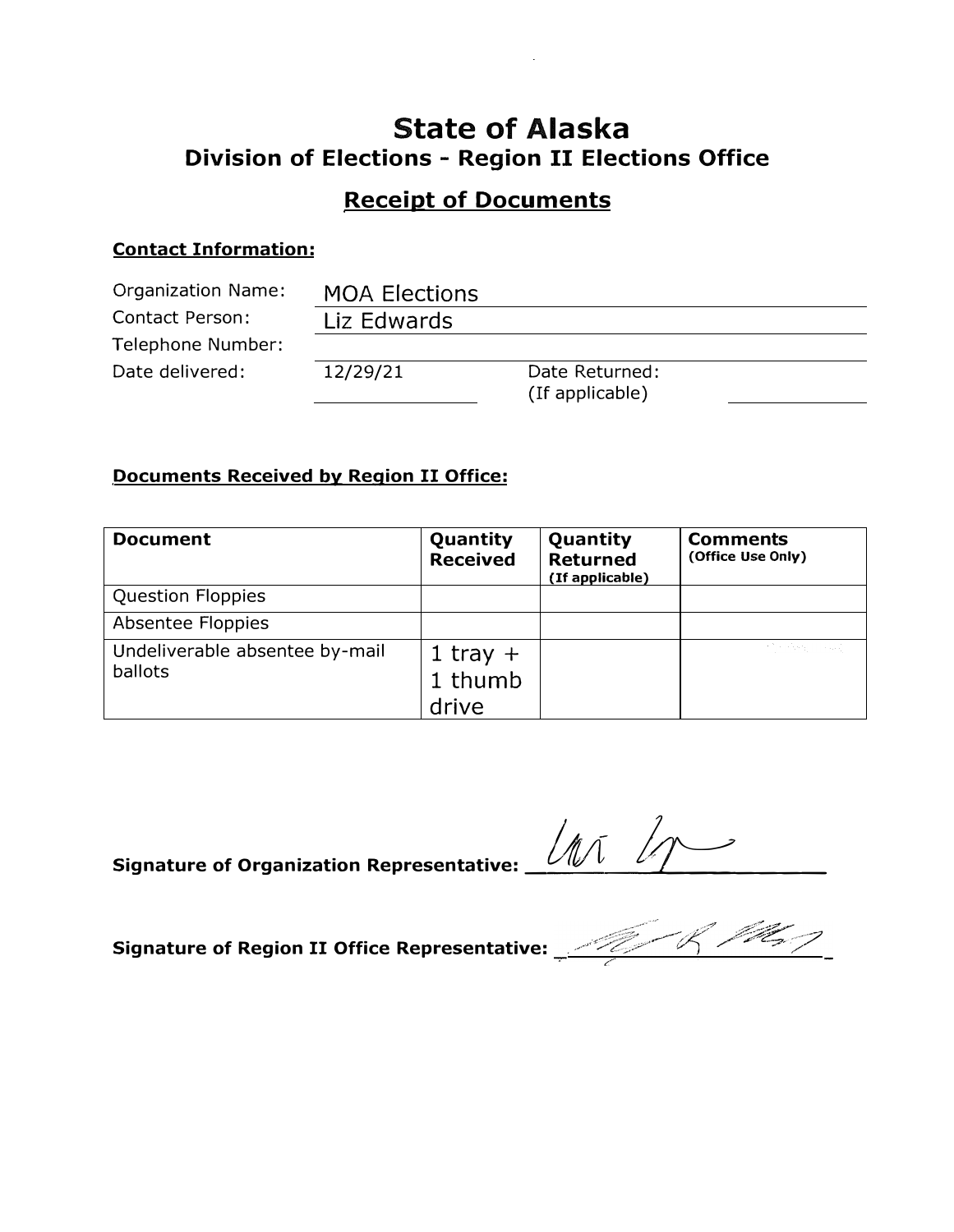# State of Alaska

## Division of Elections - Region II Elections Office

## Receipt of Documents

**Contact Information:**

Organization Name: MOA Elections

Contact Person: Liz Edwards

Telephone Number:

Date delivered: 12/29/21 Date Returned: (If applicable)

**Documents Received by Region II Office:**

| Document | Quantity Received | Quantity Returned (If applicable) | Comments (Office Use Only) |
|---|---|---|---|
| Question Floppies | | | |
| Absentee Floppies | | | |
| Undeliverable absentee by-mail ballots | 1 tray + 1 thumb drive | | |

**Signature of Organization Representative:** ____________________

**Signature of Region II Office Representative:** ____________________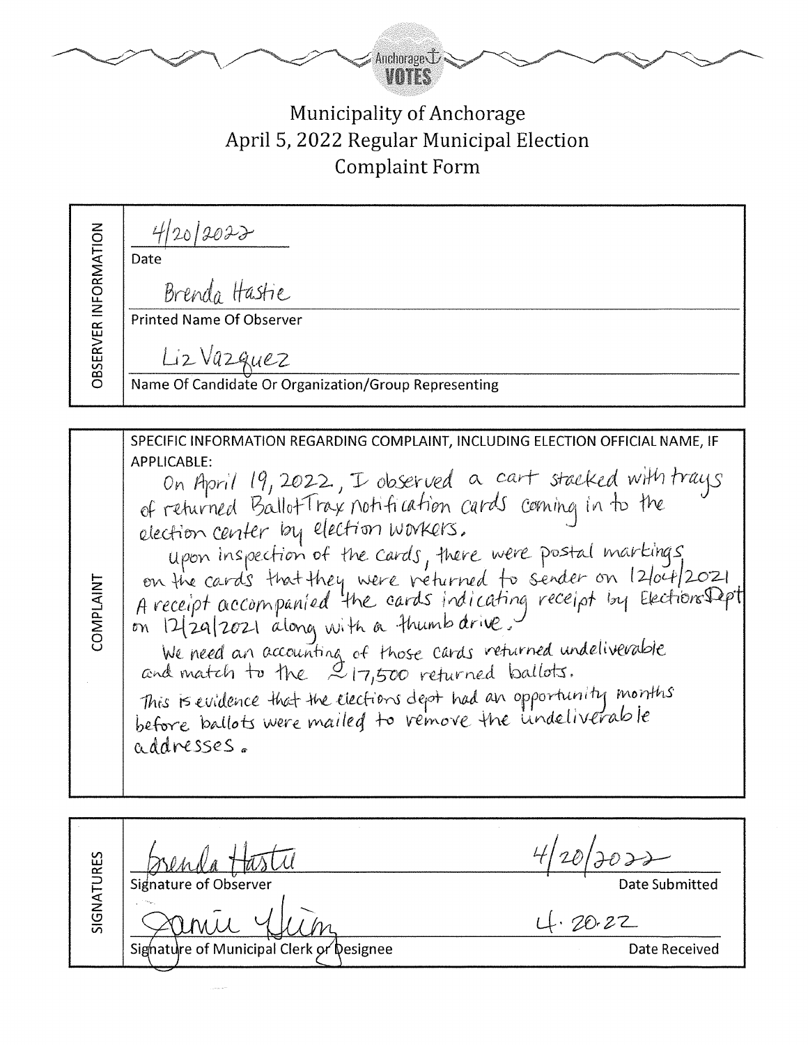Anchorage VOTES

# Municipality of Anchorage
## April 5, 2022 Regular Municipal Election
## Complaint Form

**OBSERVER INFORMATION**

4/20/2022
Date

Brenda Hastie
Printed Name Of Observer

Liz Vazquez
Name Of Candidate Or Organization/Group Representing

**COMPLAINT**

SPECIFIC INFORMATION REGARDING COMPLAINT, INCLUDING ELECTION OFFICIAL NAME, IF APPLICABLE:

On April 19, 2022, I observed a cart stacked with trays of returned BallotTrax notification cards coming in to the election center by election workers.

Upon inspection of the cards, there were postal markings on the cards that they were returned to sender on 12/04/2021. A receipt accompanied the cards indicating receipt by Elections Dept on 12/29/2021 along with a thumb drive.

We need an accounting of those cards returned undeliverable and match to the ~17,500 returned ballots.

This is evidence that the elections dept had an opportunity months before ballots were mailed to remove the undeliverable addresses.

**SIGNATURES**

Brenda Hastie — Signature of Observer — Date Submitted: 4/20/2022

[Signature] — Signature of Municipal Clerk or Designee — Date Received: 4.20.22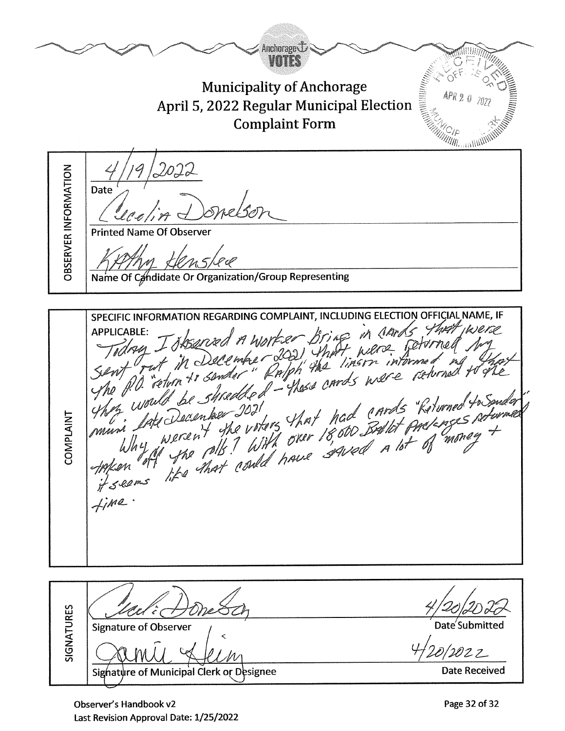Anchorage VOTES

# Municipality of Anchorage
## April 5, 2022 Regular Municipal Election
## Complaint Form

RECEIVED
APR 20 2022
OFFICE OF MUNICIPAL CLERK

**OBSERVER INFORMATION**

4/19/2022
Date

Cecelia Donelson
Printed Name Of Observer

Kathy Henslee
Name Of Candidate Or Organization/Group Representing

**COMPLAINT**

SPECIFIC INFORMATION REGARDING COMPLAINT, INCLUDING ELECTION OFFICIAL NAME, IF APPLICABLE:

Today I observed a worker bring in cards that were sent out in December 2021 that were returned by the P.O. "return to sender" Ralph the liason informed me that they would be shredded - these cards were returned to the muni late December 2021

Why weren't the voters that had cards "Returned to Sender" taken off the rolls? With over 18,000 Ballot packages returned it seems like that could have saved a lot of money + time.

**SIGNATURES**

| | |
|---|---|
| Cecelia Donelson | 4/20/2022 |
| Signature of Observer | Date Submitted |
| Jamie Heim | 4/20/2022 |
| Signature of Municipal Clerk or Designee | Date Received |

Observer's Handbook v2
Last Revision Approval Date: 1/25/2022